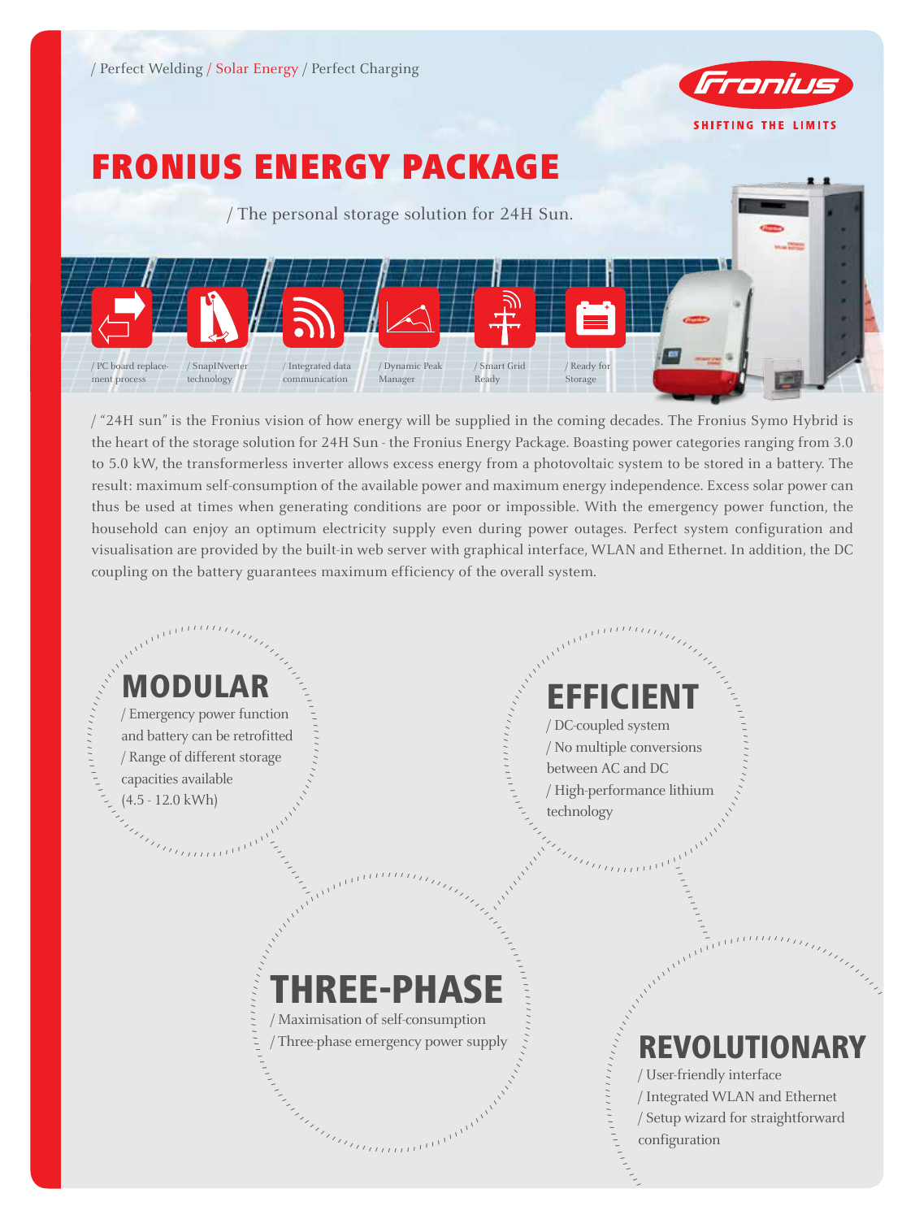/ Perfect Welding / Solar Energy / Perfect Charging

SHIFTING THE LIMITS

# FRONIUS ENERGY PACKAGE

/ The personal storage solution for 24H Sun.

/ PC board replacement process
/ SnapINverter technology
/ Integrated data communication
/ Dynamic Peak Manager
/ Smart Grid Ready
/ Ready for Storage

/ "24H sun" is the Fronius vision of how energy will be supplied in the coming decades. The Fronius Symo Hybrid is the heart of the storage solution for 24H Sun - the Fronius Energy Package. Boasting power categories ranging from 3.0 to 5.0 kW, the transformerless inverter allows excess energy from a photovoltaic system to be stored in a battery. The result: maximum self-consumption of the available power and maximum energy independence. Excess solar power can thus be used at times when generating conditions are poor or impossible. With the emergency power function, the household can enjoy an optimum electricity supply even during power outages. Perfect system configuration and visualisation are provided by the built-in web server with graphical interface, WLAN and Ethernet. In addition, the DC coupling on the battery guarantees maximum efficiency of the overall system.

## MODULAR

/ Emergency power function and battery can be retrofitted
/ Range of different storage capacities available (4.5 - 12.0 kWh)

## EFFICIENT

/ DC-coupled system
/ No multiple conversions between AC and DC
/ High-performance lithium technology

## THREE-PHASE

/ Maximisation of self-consumption
/ Three-phase emergency power supply

## REVOLUTIONARY

/ User-friendly interface
/ Integrated WLAN and Ethernet
/ Setup wizard for straightforward configuration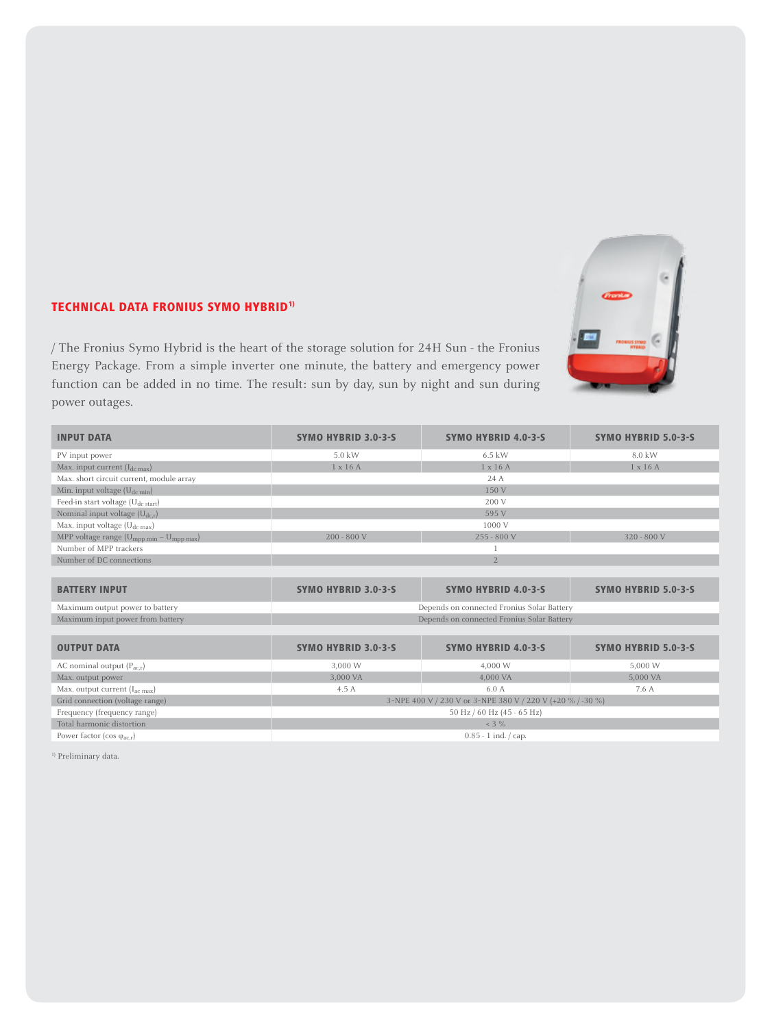## TECHNICAL DATA FRONIUS SYMO HYBRID[1)]

/ The Fronius Symo Hybrid is the heart of the storage solution for 24H Sun - the Fronius Energy Package. From a simple inverter one minute, the battery and emergency power function can be added in no time. The result: sun by day, sun by night and sun during power outages.

| INPUT DATA | SYMO HYBRID 3.0-3-S | SYMO HYBRID 4.0-3-S | SYMO HYBRID 5.0-3-S |
|---|---|---|---|
| PV input power | 5.0 kW | 6.5 kW | 8.0 kW |
| Max. input current ($I_{dc\ max}$) | 1 x 16 A | 1 x 16 A | 1 x 16 A |
| Max. short circuit current, module array | 24 A | | |
| Min. input voltage ($U_{dc\ min}$) | 150 V | | |
| Feed-in start voltage ($U_{dc\ start}$) | 200 V | | |
| Nominal input voltage ($U_{dc,r}$) | 595 V | | |
| Max. input voltage ($U_{dc\ max}$) | 1000 V | | |
| MPP voltage range ($U_{mpp\ min}$ – $U_{mpp\ max}$) | 200 - 800 V | 255 - 800 V | 320 - 800 V |
| Number of MPP trackers | 1 | | |
| Number of DC connections | 2 | | |

| BATTERY INPUT | SYMO HYBRID 3.0-3-S | SYMO HYBRID 4.0-3-S | SYMO HYBRID 5.0-3-S |
|---|---|---|---|
| Maximum output power to battery | Depends on connected Fronius Solar Battery | | |
| Maximum input power from battery | Depends on connected Fronius Solar Battery | | |

| OUTPUT DATA | SYMO HYBRID 3.0-3-S | SYMO HYBRID 4.0-3-S | SYMO HYBRID 5.0-3-S |
|---|---|---|---|
| AC nominal output ($P_{ac,r}$) | 3,000 W | 4,000 W | 5,000 W |
| Max. output power | 3,000 VA | 4,000 VA | 5,000 VA |
| Max. output current ($I_{ac\ max}$) | 4.5 A | 6.0 A | 7.6 A |
| Grid connection (voltage range) | 3-NPE 400 V / 230 V or 3-NPE 380 V / 220 V (+20 % / -30 %) | | |
| Frequency (frequency range) | 50 Hz / 60 Hz (45 - 65 Hz) | | |
| Total harmonic distortion | < 3 % | | |
| Power factor (cos $\varphi_{ac,r}$) | 0.85 - 1 ind. / cap. | | |

[1)] Preliminary data.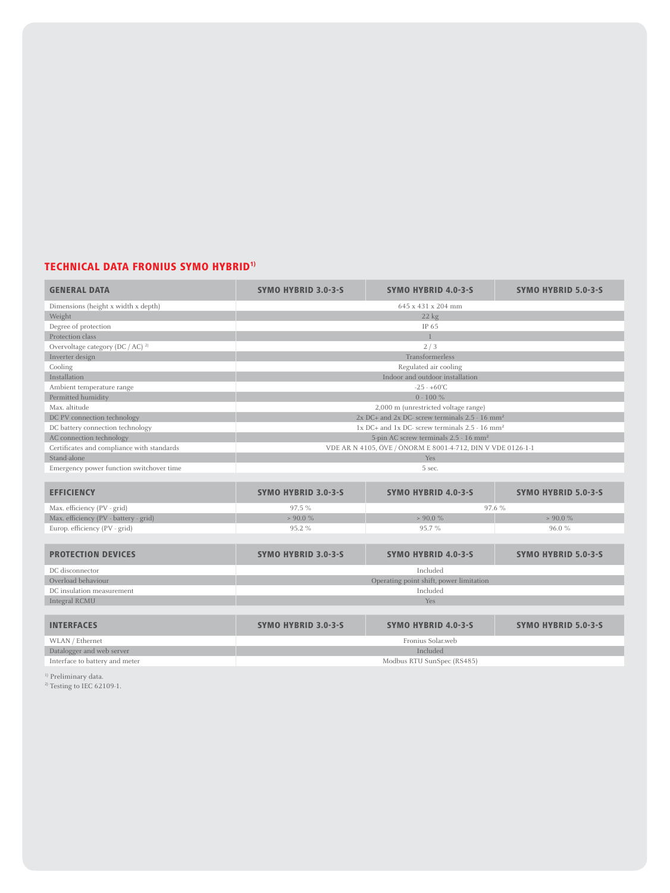## TECHNICAL DATA FRONIUS SYMO HYBRID[1)]

| GENERAL DATA | SYMO HYBRID 3.0-3-S | SYMO HYBRID 4.0-3-S | SYMO HYBRID 5.0-3-S |
| --- | --- | --- | --- |
| Dimensions (height x width x depth) | 645 x 431 x 204 mm | | |
| Weight | 22 kg | | |
| Degree of protection | IP 65 | | |
| Protection class | 1 | | |
| Overvoltage category (DC / AC) [2)] | 2 / 3 | | |
| Inverter design | Transformerless | | |
| Cooling | Regulated air cooling | | |
| Installation | Indoor and outdoor installation | | |
| Ambient temperature range | -25 - +60°C | | |
| Permitted humidity | 0 - 100 % | | |
| Max. altitude | 2,000 m (unrestricted voltage range) | | |
| DC PV connection technology | 2x DC+ and 2x DC- screw terminals 2.5 - 16 mm² | | |
| DC battery connection technology | 1x DC+ and 1x DC- screw terminals 2.5 - 16 mm² | | |
| AC connection technology | 5-pin AC screw terminals 2.5 - 16 mm² | | |
| Certificates and compliance with standards | VDE AR N 4105, ÖVE / ÖNORM E 8001-4-712, DIN V VDE 0126-1-1 | | |
| Stand-alone | Yes | | |
| Emergency power function switchover time | 5 sec. | | |

| EFFICIENCY | SYMO HYBRID 3.0-3-S | SYMO HYBRID 4.0-3-S | SYMO HYBRID 5.0-3-S |
| --- | --- | --- | --- |
| Max. efficiency (PV - grid) | 97.5 % | 97.6 % | |
| Max. efficiency (PV - battery - grid) | > 90.0 % | > 90.0 % | > 90.0 % |
| Europ. efficiency (PV - grid) | 95.2 % | 95.7 % | 96.0 % |

| PROTECTION DEVICES | SYMO HYBRID 3.0-3-S | SYMO HYBRID 4.0-3-S | SYMO HYBRID 5.0-3-S |
| --- | --- | --- | --- |
| DC disconnector | Included | | |
| Overload behaviour | Operating point shift, power limitation | | |
| DC insulation measurement | Included | | |
| Integral RCMU | Yes | | |

| INTERFACES | SYMO HYBRID 3.0-3-S | SYMO HYBRID 4.0-3-S | SYMO HYBRID 5.0-3-S |
| --- | --- | --- | --- |
| WLAN / Ethernet | Fronius Solar.web | | |
| Datalogger and web server | Included | | |
| Interface to battery and meter | Modbus RTU SunSpec (RS485) | | |

[1)] Preliminary data.
[2)] Testing to IEC 62109-1.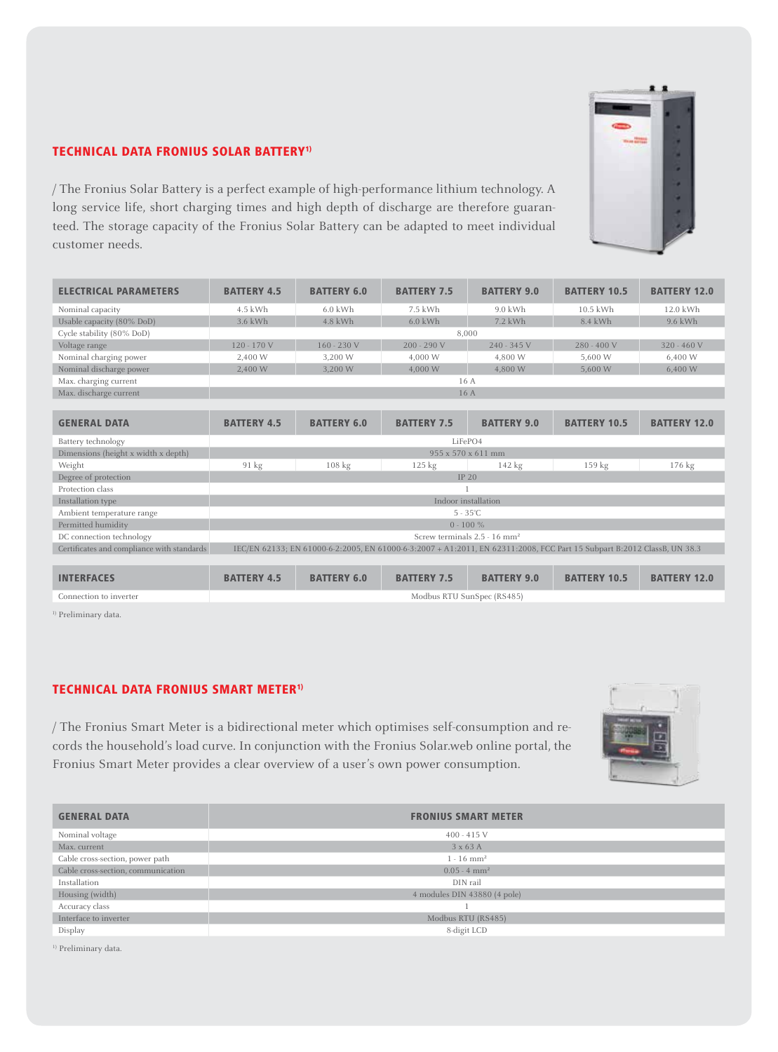## TECHNICAL DATA FRONIUS SOLAR BATTERY[1)]

/ The Fronius Solar Battery is a perfect example of high-performance lithium technology. A long service life, short charging times and high depth of discharge are therefore guaranteed. The storage capacity of the Fronius Solar Battery can be adapted to meet individual customer needs.

| ELECTRICAL PARAMETERS | BATTERY 4.5 | BATTERY 6.0 | BATTERY 7.5 | BATTERY 9.0 | BATTERY 10.5 | BATTERY 12.0 |
|---|---|---|---|---|---|---|
| Nominal capacity | 4.5 kWh | 6.0 kWh | 7.5 kWh | 9.0 kWh | 10.5 kWh | 12.0 kWh |
| Usable capacity (80% DoD) | 3.6 kWh | 4.8 kWh | 6.0 kWh | 7.2 kWh | 8.4 kWh | 9.6 kWh |
| Cycle stability (80% DoD) | 8,000 | | | | | |
| Voltage range | 120 - 170 V | 160 - 230 V | 200 - 290 V | 240 - 345 V | 280 - 400 V | 320 - 460 V |
| Nominal charging power | 2,400 W | 3,200 W | 4,000 W | 4,800 W | 5,600 W | 6,400 W |
| Nominal discharge power | 2,400 W | 3,200 W | 4,000 W | 4,800 W | 5,600 W | 6,400 W |
| Max. charging current | 16 A | | | | | |
| Max. discharge current | 16 A | | | | | |

| GENERAL DATA | BATTERY 4.5 | BATTERY 6.0 | BATTERY 7.5 | BATTERY 9.0 | BATTERY 10.5 | BATTERY 12.0 |
|---|---|---|---|---|---|---|
| Battery technology | LiFePO4 | | | | | |
| Dimensions (height x width x depth) | 955 x 570 x 611 mm | | | | | |
| Weight | 91 kg | 108 kg | 125 kg | 142 kg | 159 kg | 176 kg |
| Degree of protection | IP 20 | | | | | |
| Protection class | 1 | | | | | |
| Installation type | Indoor installation | | | | | |
| Ambient temperature range | 5 - 35°C | | | | | |
| Permitted humidity | 0 - 100 % | | | | | |
| DC connection technology | Screw terminals 2.5 - 16 mm² | | | | | |
| Certificates and compliance with standards | IEC/EN 62133; EN 61000-6-2:2005, EN 61000-6-3:2007 + A1:2011, EN 62311:2008, FCC Part 15 Subpart B:2012 ClassB, UN 38.3 | | | | | |

| INTERFACES | BATTERY 4.5 | BATTERY 6.0 | BATTERY 7.5 | BATTERY 9.0 | BATTERY 10.5 | BATTERY 12.0 |
|---|---|---|---|---|---|---|
| Connection to inverter | Modbus RTU SunSpec (RS485) | | | | | |

[1)] Preliminary data.

## TECHNICAL DATA FRONIUS SMART METER[1)]

/ The Fronius Smart Meter is a bidirectional meter which optimises self-consumption and records the household's load curve. In conjunction with the Fronius Solar.web online portal, the Fronius Smart Meter provides a clear overview of a user's own power consumption.

| GENERAL DATA | FRONIUS SMART METER |
|---|---|
| Nominal voltage | 400 - 415 V |
| Max. current | 3 x 63 A |
| Cable cross-section, power path | 1 - 16 mm² |
| Cable cross-section, communication | 0.05 - 4 mm² |
| Installation | DIN rail |
| Housing (width) | 4 modules DIN 43880 (4 pole) |
| Accuracy class | 1 |
| Interface to inverter | Modbus RTU (RS485) |
| Display | 8-digit LCD |

[1)] Preliminary data.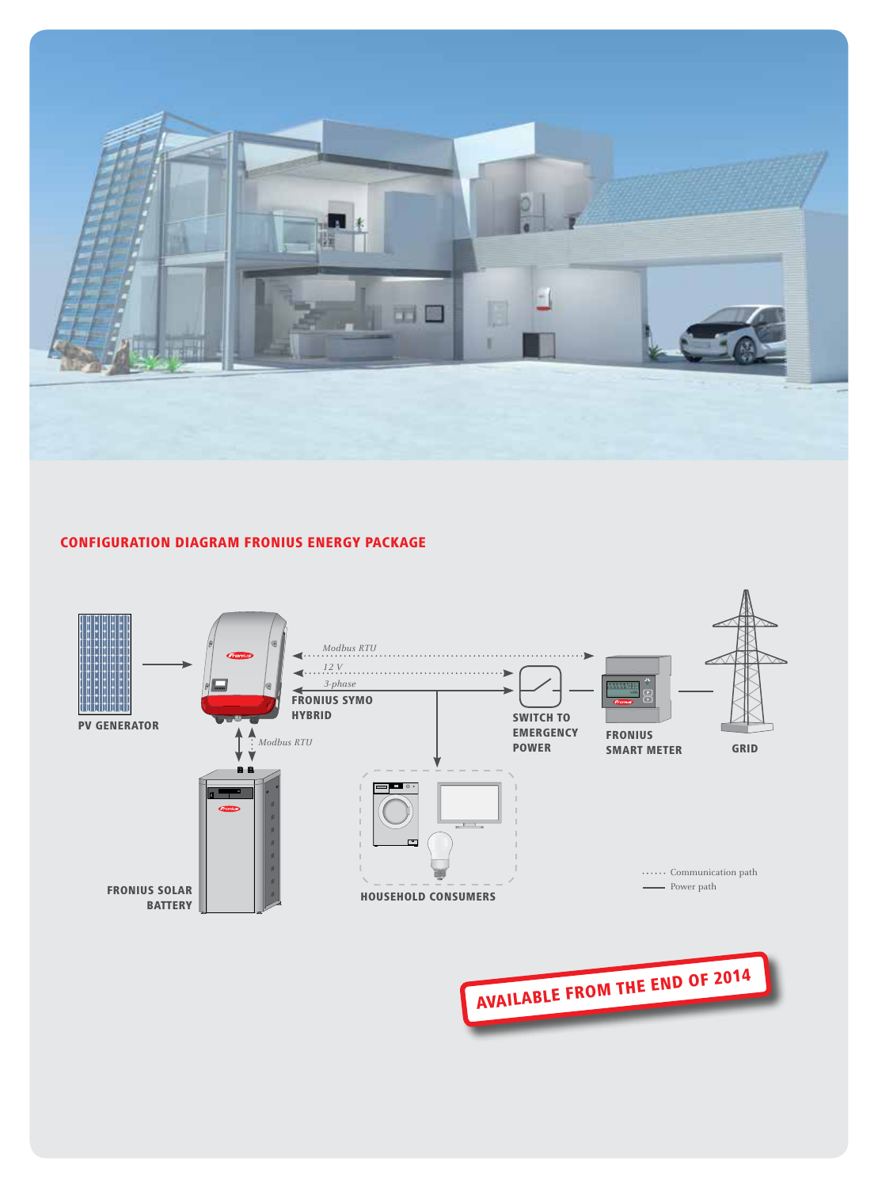## CONFIGURATION DIAGRAM FRONIUS ENERGY PACKAGE

PV GENERATOR

Modbus RTU

12 V

3-phase

FRONIUS SYMO HYBRID

Modbus RTU

FRONIUS SOLAR BATTERY

HOUSEHOLD CONSUMERS

SWITCH TO EMERGENCY POWER

FRONIUS SMART METER

GRID

······ Communication path

—— Power path

**AVAILABLE FROM THE END OF 2014**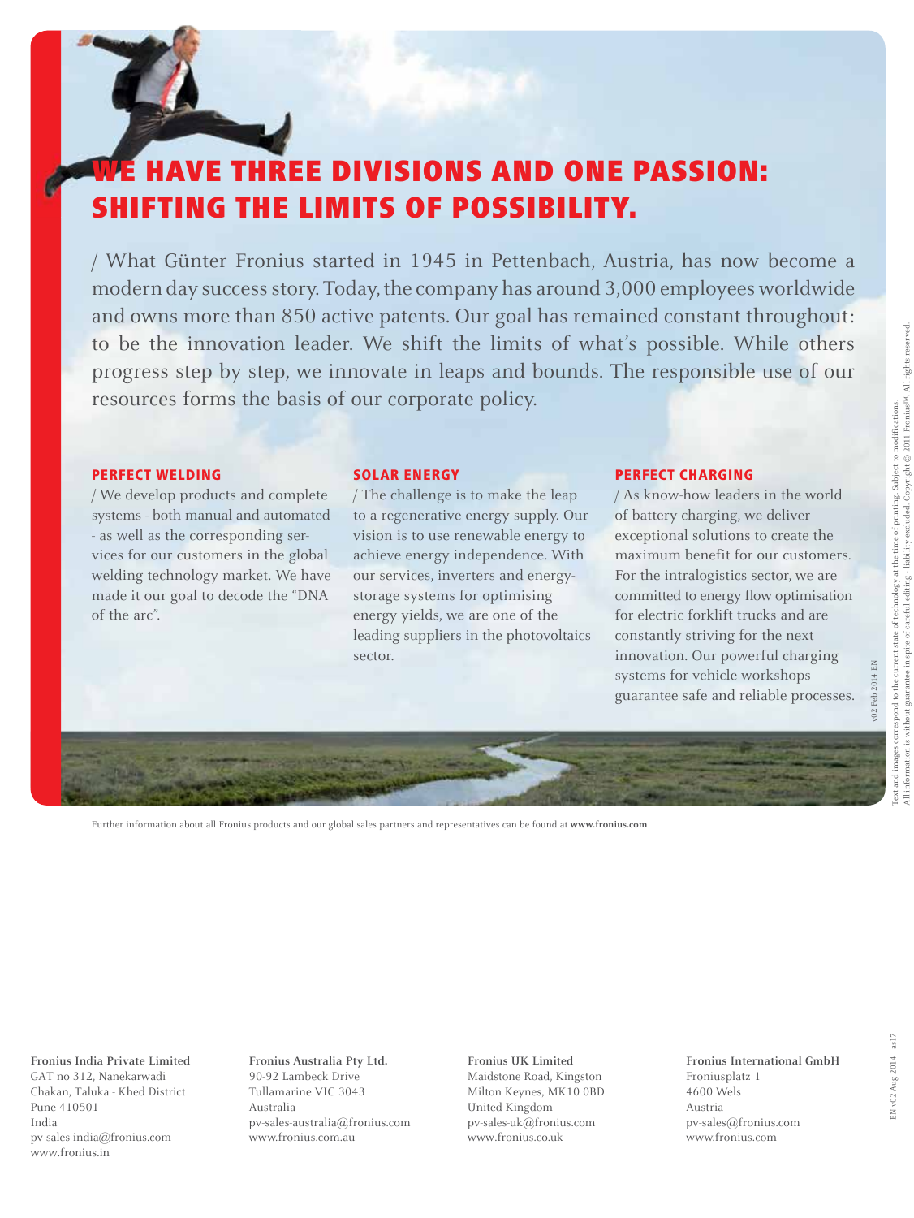# WE HAVE THREE DIVISIONS AND ONE PASSION: SHIFTING THE LIMITS OF POSSIBILITY.

/ What Günter Fronius started in 1945 in Pettenbach, Austria, has now become a modern day success story. Today, the company has around 3,000 employees worldwide and owns more than 850 active patents. Our goal has remained constant throughout: to be the innovation leader. We shift the limits of what's possible. While others progress step by step, we innovate in leaps and bounds. The responsible use of our resources forms the basis of our corporate policy.

### PERFECT WELDING

/ We develop products and complete systems - both manual and automated - as well as the corresponding services for our customers in the global welding technology market. We have made it our goal to decode the "DNA of the arc".

### SOLAR ENERGY

/ The challenge is to make the leap to a regenerative energy supply. Our vision is to use renewable energy to achieve energy independence. With our services, inverters and energy-storage systems for optimising energy yields, we are one of the leading suppliers in the photovoltaics sector.

### PERFECT CHARGING

/ As know-how leaders in the world of battery charging, we deliver exceptional solutions to create the maximum benefit for our customers. For the intralogistics sector, we are committed to energy flow optimisation for electric forklift trucks and are constantly striving for the next innovation. Our powerful charging systems for vehicle workshops guarantee safe and reliable processes.

v02 Feb 2014 EN

Text and images correspond to the current state of technology at the time of printing. Subject to modifications.
All information is without guarantee in spite of careful editing - liability excluded. Copyright © 2011 Fronius™. All rights reserved.

Further information about all Fronius products and our global sales partners and representatives can be found at **www.fronius.com**

**Fronius India Private Limited**
GAT no 312, Nanekarwadi
Chakan, Taluka - Khed District
Pune 410501
India
pv-sales-india@fronius.com
www.fronius.in

**Fronius Australia Pty Ltd.**
90-92 Lambeck Drive
Tullamarine VIC 3043
Australia
pv-sales-australia@fronius.com
www.fronius.com.au

**Fronius UK Limited**
Maidstone Road, Kingston
Milton Keynes, MK10 0BD
United Kingdom
pv-sales-uk@fronius.com
www.fronius.co.uk

**Fronius International GmbH**
Froniusplatz 1
4600 Wels
Austria
pv-sales@fronius.com
www.fronius.com

EN v02 Aug 2014 as17